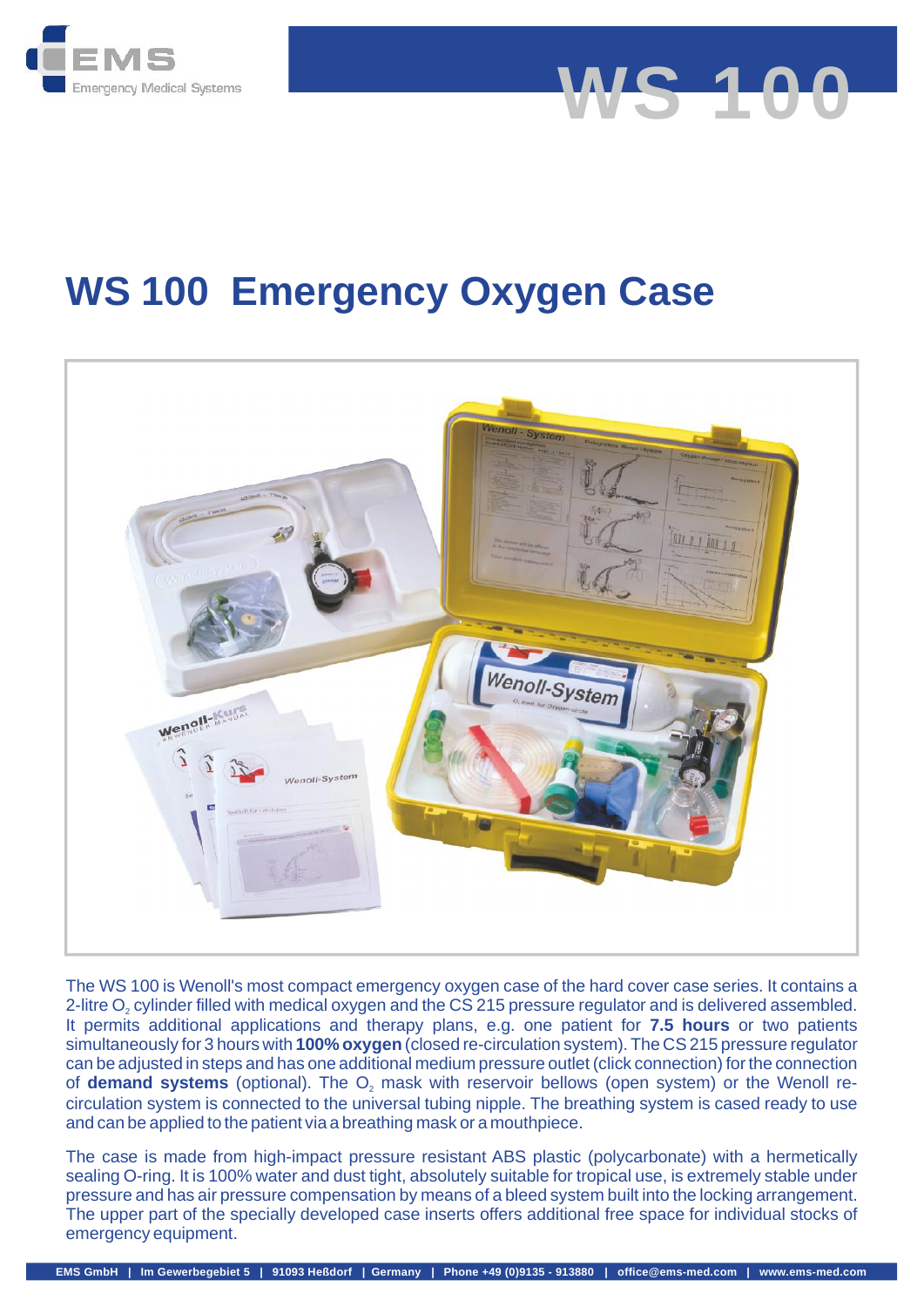EMS Emergency Medical Systems

WS 100

# WS 100 Emergency Oxygen Case

The WS 100 is Wenoll's most compact emergency oxygen case of the hard cover case series. It contains a 2-litre $O_2$ cylinder filled with medical oxygen and the CS 215 pressure regulator and is delivered assembled. It permits additional applications and therapy plans, e.g. one patient for **7.5 hours** or two patients simultaneously for 3 hours with **100% oxygen** (closed re-circulation system). The CS 215 pressure regulator can be adjusted in steps and has one additional medium pressure outlet (click connection) for the connection of **demand systems** (optional). The $O_2$ mask with reservoir bellows (open system) or the Wenoll re-circulation system is connected to the universal tubing nipple. The breathing system is cased ready to use and can be applied to the patient via a breathing mask or a mouthpiece.

The case is made from high-impact pressure resistant ABS plastic (polycarbonate) with a hermetically sealing O-ring. It is 100% water and dust tight, absolutely suitable for tropical use, is extremely stable under pressure and has air pressure compensation by means of a bleed system built into the locking arrangement. The upper part of the specially developed case inserts offers additional free space for individual stocks of emergency equipment.

EMS GmbH | Im Gewerbegebiet 5 | 91093 Heßdorf | Germany | Phone +49 (0)9135 - 913880 | office@ems-med.com | www.ems-med.com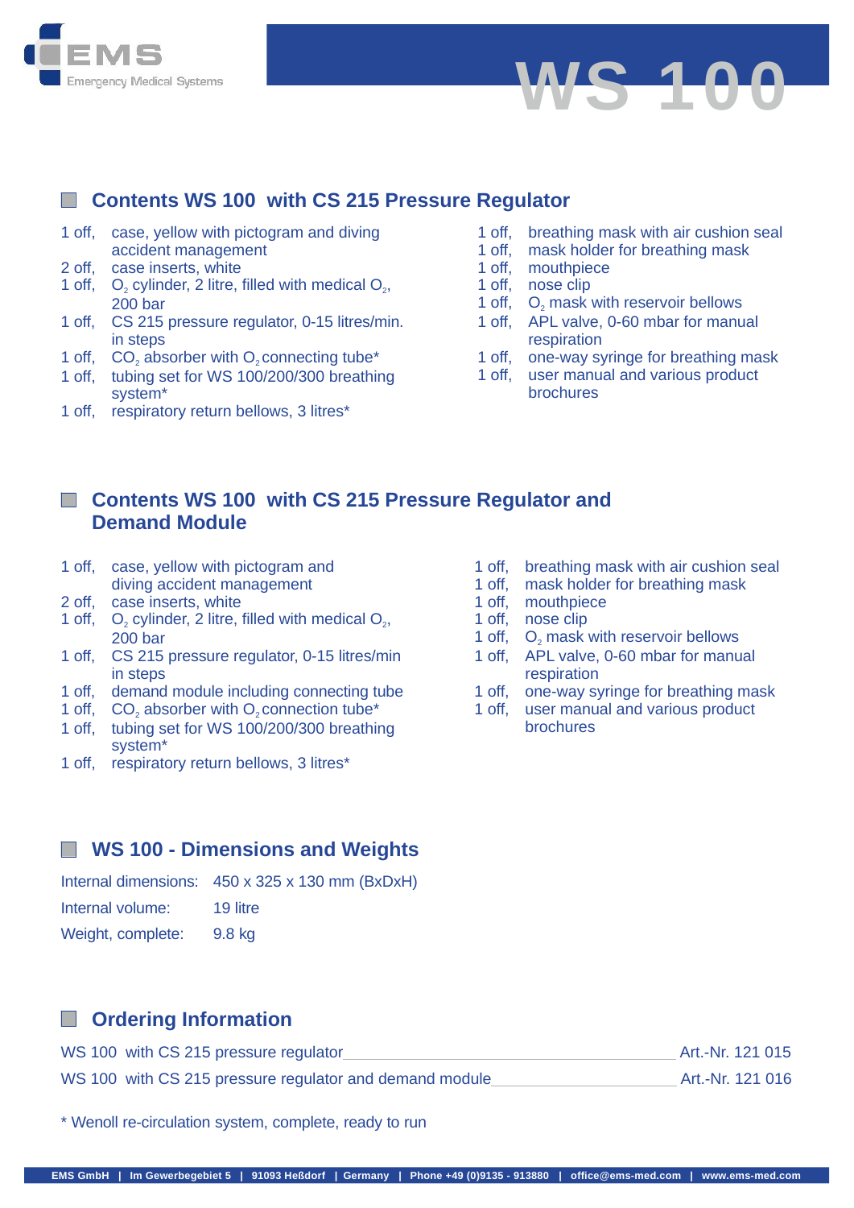# WS 100

## Contents WS 100 with CS 215 Pressure Regulator

- 1 off, case, yellow with pictogram and diving accident management
- 2 off, case inserts, white
- 1 off, $O_2$ cylinder, 2 litre, filled with medical $O_2$, 200 bar
- 1 off, CS 215 pressure regulator, 0-15 litres/min. in steps
- 1 off, $CO_2$ absorber with $O_2$ connecting tube*
- 1 off, tubing set for WS 100/200/300 breathing system*
- 1 off, respiratory return bellows, 3 litres*
- 1 off, breathing mask with air cushion seal
- 1 off, mask holder for breathing mask
- 1 off, mouthpiece
- 1 off, nose clip
- 1 off, $O_2$ mask with reservoir bellows
- 1 off, APL valve, 0-60 mbar for manual respiration
- 1 off, one-way syringe for breathing mask
- 1 off, user manual and various product brochures

## Contents WS 100 with CS 215 Pressure Regulator and Demand Module

- 1 off, case, yellow with pictogram and diving accident management
- 2 off, case inserts, white
- 1 off, $O_2$ cylinder, 2 litre, filled with medical $O_2$, 200 bar
- 1 off, CS 215 pressure regulator, 0-15 litres/min in steps
- 1 off, demand module including connecting tube
- 1 off, $CO_2$ absorber with $O_2$ connection tube*
- 1 off, tubing set for WS 100/200/300 breathing system*
- 1 off, respiratory return bellows, 3 litres*
- 1 off, breathing mask with air cushion seal
- 1 off, mask holder for breathing mask
- 1 off, mouthpiece
- 1 off, nose clip
- 1 off, $O_2$ mask with reservoir bellows
- 1 off, APL valve, 0-60 mbar for manual respiration
- 1 off, one-way syringe for breathing mask
- 1 off, user manual and various product brochures

## WS 100 - Dimensions and Weights

| | |
|---|---|
| Internal dimensions: | 450 x 325 x 130 mm (BxDxH) |
| Internal volume: | 19 litre |
| Weight, complete: | 9.8 kg |

## Ordering Information

| | |
|---|---|
| WS 100 with CS 215 pressure regulator | Art.-Nr. 121 015 |
| WS 100 with CS 215 pressure regulator and demand module | Art.-Nr. 121 016 |

* Wenoll re-circulation system, complete, ready to run

EMS GmbH | Im Gewerbegebiet 5 | 91093 Heßdorf | Germany | Phone +49 (0)9135 - 913880 | office@ems-med.com | www.ems-med.com